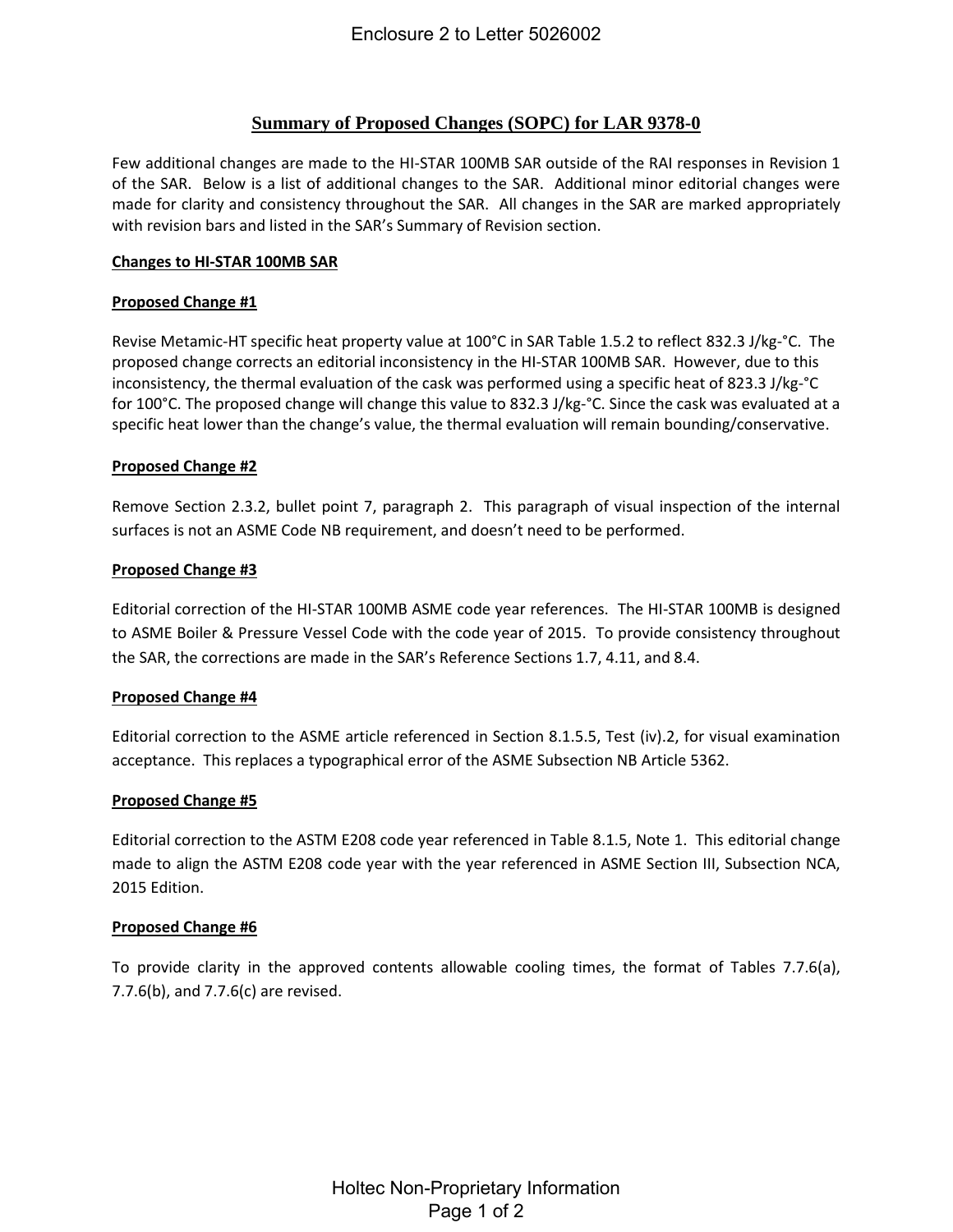# Summary of Proposed Changes (SOPC) for LAR 9378-0

Few additional changes are made to the HI-STAR 100MB SAR outside of the RAI responses in Revision 1 of the SAR. Below is a list of additional changes to the SAR. Additional minor editorial changes were made for clarity and consistency throughout the SAR. All changes in the SAR are marked appropriately with revision bars and listed in the SAR's Summary of Revision section.

## Changes to HI-STAR 100MB SAR

### Proposed Change #1

Revise Metamic-HT specific heat property value at 100°C in SAR Table 1.5.2 to reflect 832.3 J/kg-°C. The proposed change corrects an editorial inconsistency in the HI-STAR 100MB SAR. However, due to this inconsistency, the thermal evaluation of the cask was performed using a specific heat of 823.3 J/kg-°C for 100°C. The proposed change will change this value to 832.3 J/kg-°C. Since the cask was evaluated at a specific heat lower than the change's value, the thermal evaluation will remain bounding/conservative.

### Proposed Change #2

Remove Section 2.3.2, bullet point 7, paragraph 2. This paragraph of visual inspection of the internal surfaces is not an ASME Code NB requirement, and doesn't need to be performed.

### Proposed Change #3

Editorial correction of the HI-STAR 100MB ASME code year references. The HI-STAR 100MB is designed to ASME Boiler & Pressure Vessel Code with the code year of 2015. To provide consistency throughout the SAR, the corrections are made in the SAR's Reference Sections 1.7, 4.11, and 8.4.

### Proposed Change #4

Editorial correction to the ASME article referenced in Section 8.1.5.5, Test (iv).2, for visual examination acceptance. This replaces a typographical error of the ASME Subsection NB Article 5362.

### Proposed Change #5

Editorial correction to the ASTM E208 code year referenced in Table 8.1.5, Note 1. This editorial change made to align the ASTM E208 code year with the year referenced in ASME Section III, Subsection NCA, 2015 Edition.

### Proposed Change #6

To provide clarity in the approved contents allowable cooling times, the format of Tables 7.7.6(a), 7.7.6(b), and 7.7.6(c) are revised.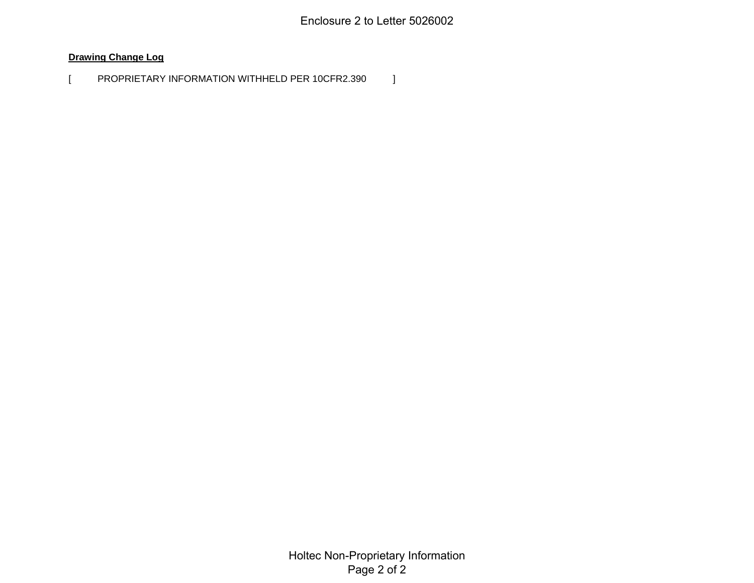**Drawing Change Log**

[ PROPRIETARY INFORMATION WITHHELD PER 10CFR2.390 ]